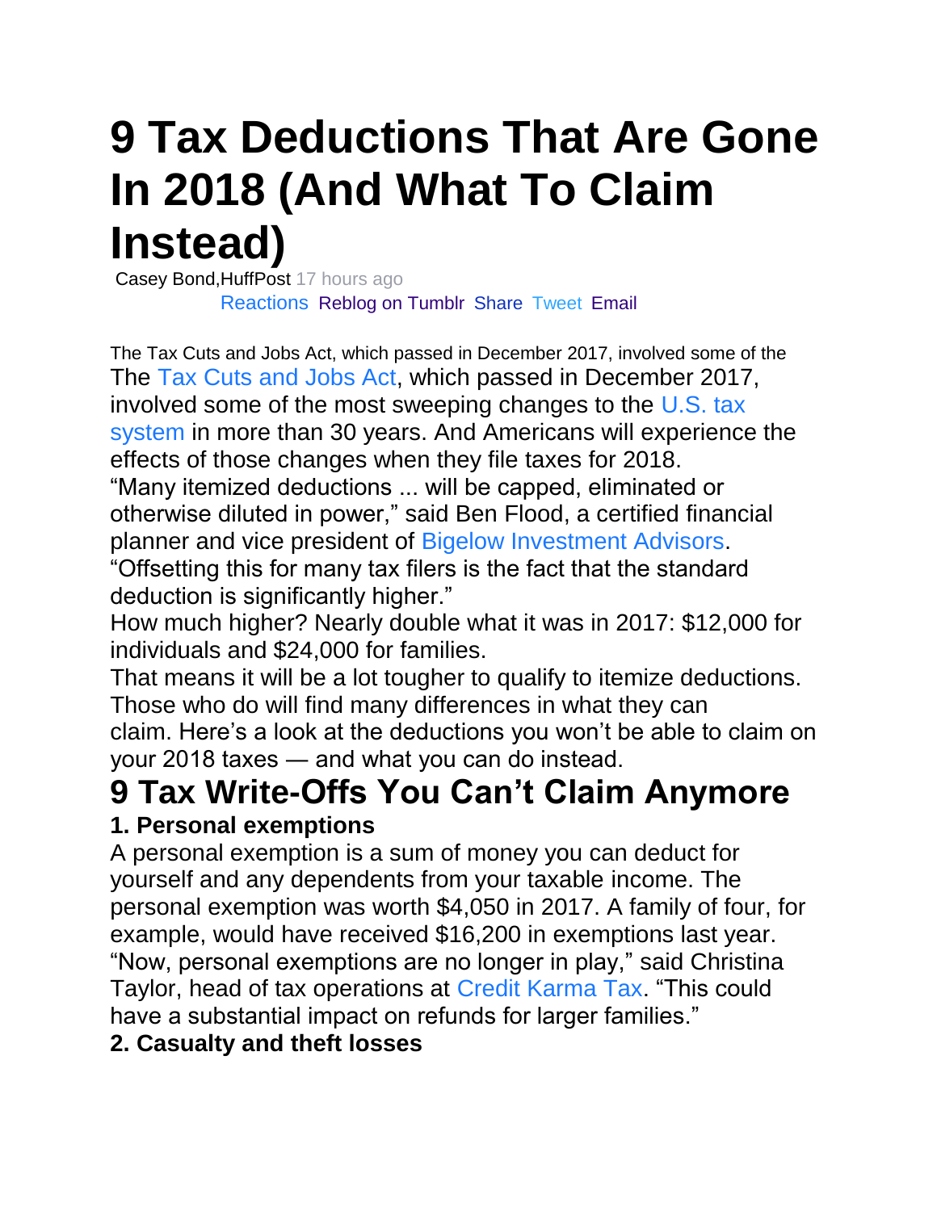# 9 Tax Deductions That Are Gone In 2018 (And What To Claim Instead)

Casey Bond,HuffPost 17 hours ago

Reactions Reblog on Tumblr Share Tweet Email

The Tax Cuts and Jobs Act, which passed in December 2017, involved some of the

The Tax Cuts and Jobs Act, which passed in December 2017, involved some of the most sweeping changes to the U.S. tax system in more than 30 years. And Americans will experience the effects of those changes when they file taxes for 2018.

"Many itemized deductions ... will be capped, eliminated or otherwise diluted in power," said Ben Flood, a certified financial planner and vice president of Bigelow Investment Advisors. "Offsetting this for many tax filers is the fact that the standard deduction is significantly higher."

How much higher? Nearly double what it was in 2017: $12,000 for individuals and $24,000 for families.

That means it will be a lot tougher to qualify to itemize deductions. Those who do will find many differences in what they can claim. Here's a look at the deductions you won't be able to claim on your 2018 taxes — and what you can do instead.

## 9 Tax Write-Offs You Can't Claim Anymore

### 1. Personal exemptions

A personal exemption is a sum of money you can deduct for yourself and any dependents from your taxable income. The personal exemption was worth $4,050 in 2017. A family of four, for example, would have received $16,200 in exemptions last year. "Now, personal exemptions are no longer in play," said Christina Taylor, head of tax operations at Credit Karma Tax. "This could have a substantial impact on refunds for larger families."

### 2. Casualty and theft losses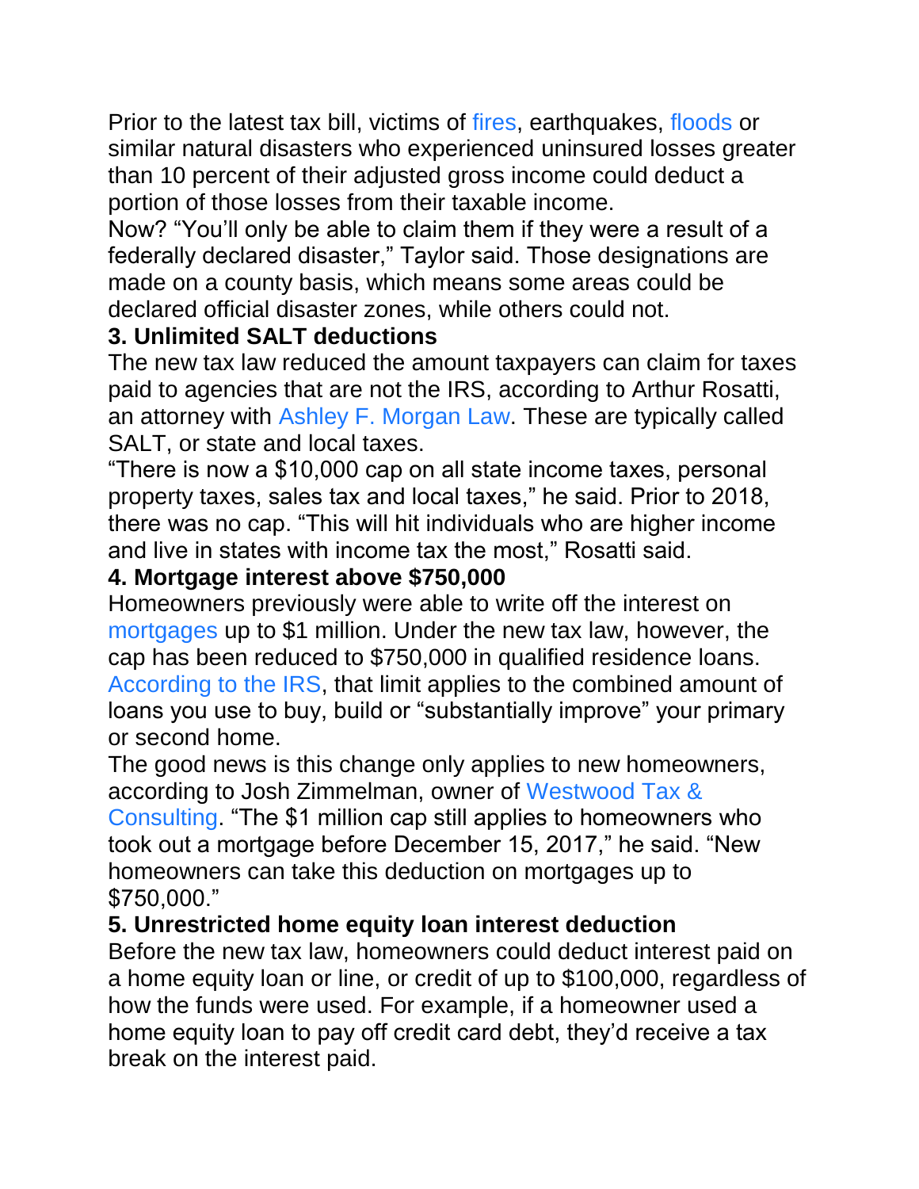Prior to the latest tax bill, victims of fires, earthquakes, floods or similar natural disasters who experienced uninsured losses greater than 10 percent of their adjusted gross income could deduct a portion of those losses from their taxable income.

Now? “You’ll only be able to claim them if they were a result of a federally declared disaster,” Taylor said. Those designations are made on a county basis, which means some areas could be declared official disaster zones, while others could not.

### 3. Unlimited SALT deductions

The new tax law reduced the amount taxpayers can claim for taxes paid to agencies that are not the IRS, according to Arthur Rosatti, an attorney with Ashley F. Morgan Law. These are typically called SALT, or state and local taxes.

“There is now a $10,000 cap on all state income taxes, personal property taxes, sales tax and local taxes,” he said. Prior to 2018, there was no cap. “This will hit individuals who are higher income and live in states with income tax the most,” Rosatti said.

### 4. Mortgage interest above $750,000

Homeowners previously were able to write off the interest on mortgages up to $1 million. Under the new tax law, however, the cap has been reduced to $750,000 in qualified residence loans. According to the IRS, that limit applies to the combined amount of loans you use to buy, build or “substantially improve” your primary or second home.

The good news is this change only applies to new homeowners, according to Josh Zimmelman, owner of Westwood Tax & Consulting. “The $1 million cap still applies to homeowners who took out a mortgage before December 15, 2017,” he said. “New homeowners can take this deduction on mortgages up to $750,000.”

### 5. Unrestricted home equity loan interest deduction

Before the new tax law, homeowners could deduct interest paid on a home equity loan or line, or credit of up to $100,000, regardless of how the funds were used. For example, if a homeowner used a home equity loan to pay off credit card debt, they’d receive a tax break on the interest paid.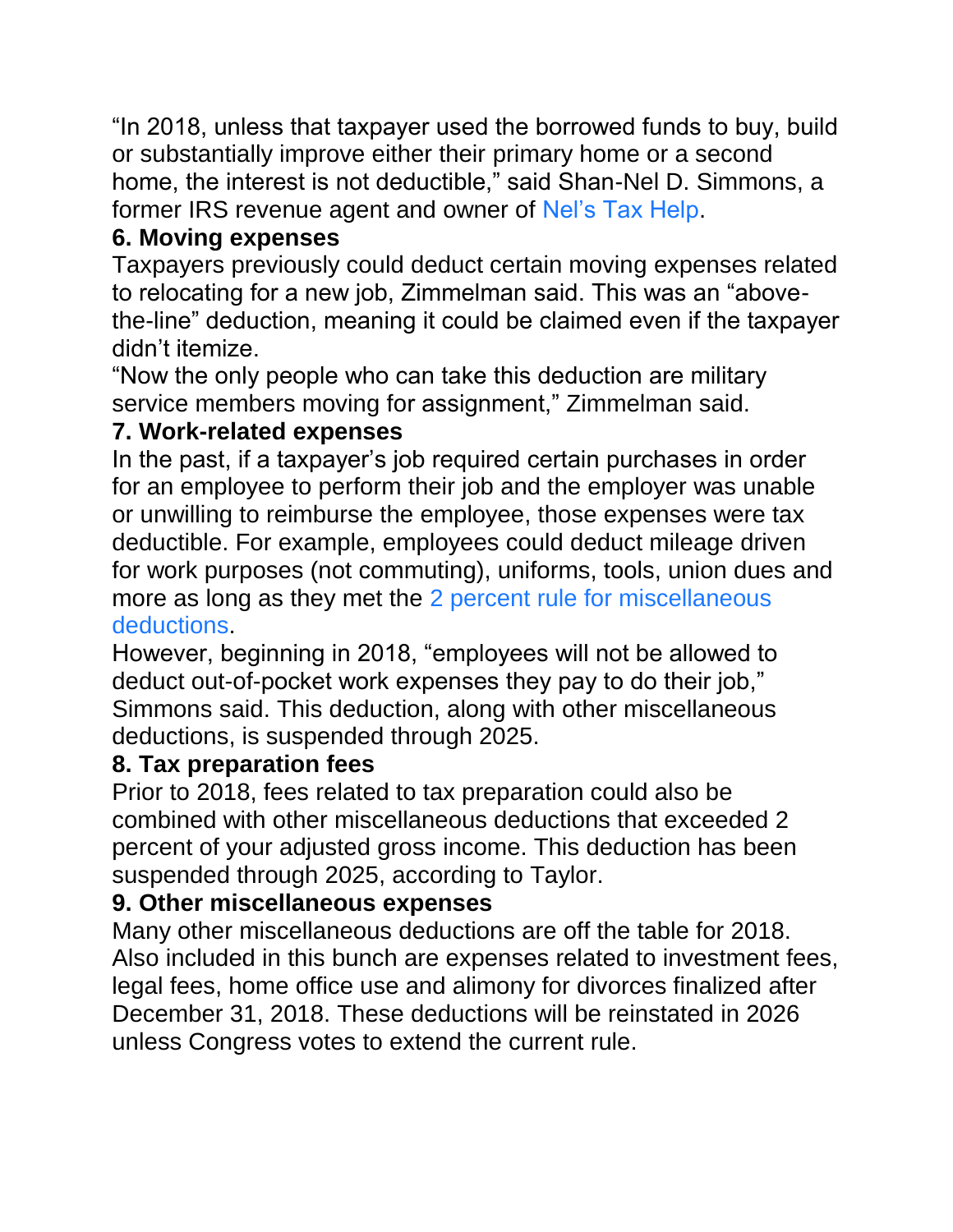"In 2018, unless that taxpayer used the borrowed funds to buy, build or substantially improve either their primary home or a second home, the interest is not deductible," said Shan-Nel D. Simmons, a former IRS revenue agent and owner of Nel's Tax Help.

### 6. Moving expenses

Taxpayers previously could deduct certain moving expenses related to relocating for a new job, Zimmelman said. This was an "above-the-line" deduction, meaning it could be claimed even if the taxpayer didn't itemize.

"Now the only people who can take this deduction are military service members moving for assignment," Zimmelman said.

### 7. Work-related expenses

In the past, if a taxpayer's job required certain purchases in order for an employee to perform their job and the employer was unable or unwilling to reimburse the employee, those expenses were tax deductible. For example, employees could deduct mileage driven for work purposes (not commuting), uniforms, tools, union dues and more as long as they met the 2 percent rule for miscellaneous deductions.

However, beginning in 2018, "employees will not be allowed to deduct out-of-pocket work expenses they pay to do their job," Simmons said. This deduction, along with other miscellaneous deductions, is suspended through 2025.

### 8. Tax preparation fees

Prior to 2018, fees related to tax preparation could also be combined with other miscellaneous deductions that exceeded 2 percent of your adjusted gross income. This deduction has been suspended through 2025, according to Taylor.

### 9. Other miscellaneous expenses

Many other miscellaneous deductions are off the table for 2018. Also included in this bunch are expenses related to investment fees, legal fees, home office use and alimony for divorces finalized after December 31, 2018. These deductions will be reinstated in 2026 unless Congress votes to extend the current rule.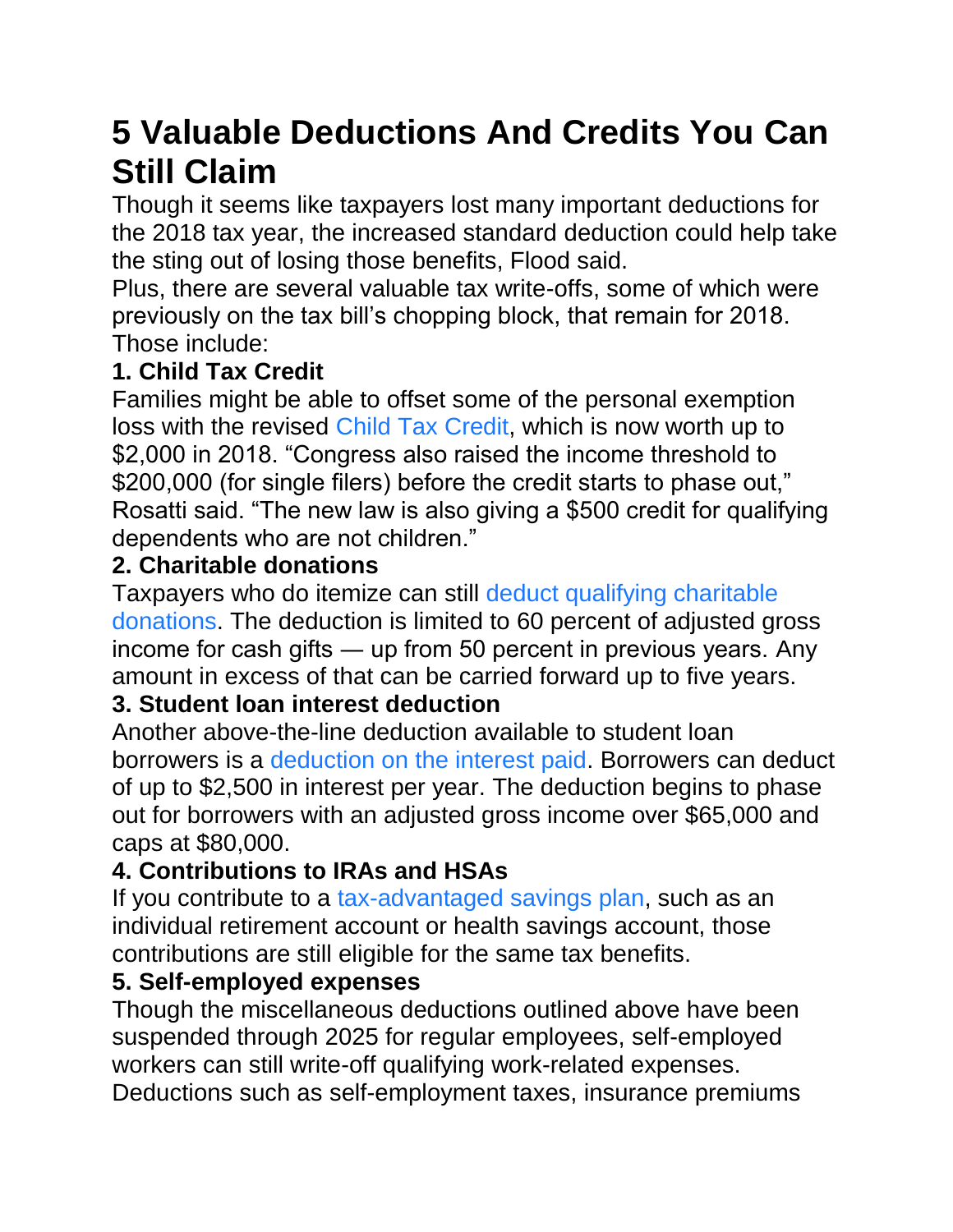# 5 Valuable Deductions And Credits You Can Still Claim

Though it seems like taxpayers lost many important deductions for the 2018 tax year, the increased standard deduction could help take the sting out of losing those benefits, Flood said.

Plus, there are several valuable tax write-offs, some of which were previously on the tax bill's chopping block, that remain for 2018. Those include:

### 1. Child Tax Credit

Families might be able to offset some of the personal exemption loss with the revised Child Tax Credit, which is now worth up to $2,000 in 2018. "Congress also raised the income threshold to $200,000 (for single filers) before the credit starts to phase out," Rosatti said. "The new law is also giving a $500 credit for qualifying dependents who are not children."

### 2. Charitable donations

Taxpayers who do itemize can still deduct qualifying charitable donations. The deduction is limited to 60 percent of adjusted gross income for cash gifts — up from 50 percent in previous years. Any amount in excess of that can be carried forward up to five years.

### 3. Student loan interest deduction

Another above-the-line deduction available to student loan borrowers is a deduction on the interest paid. Borrowers can deduct of up to $2,500 in interest per year. The deduction begins to phase out for borrowers with an adjusted gross income over $65,000 and caps at $80,000.

### 4. Contributions to IRAs and HSAs

If you contribute to a tax-advantaged savings plan, such as an individual retirement account or health savings account, those contributions are still eligible for the same tax benefits.

### 5. Self-employed expenses

Though the miscellaneous deductions outlined above have been suspended through 2025 for regular employees, self-employed workers can still write-off qualifying work-related expenses. Deductions such as self-employment taxes, insurance premiums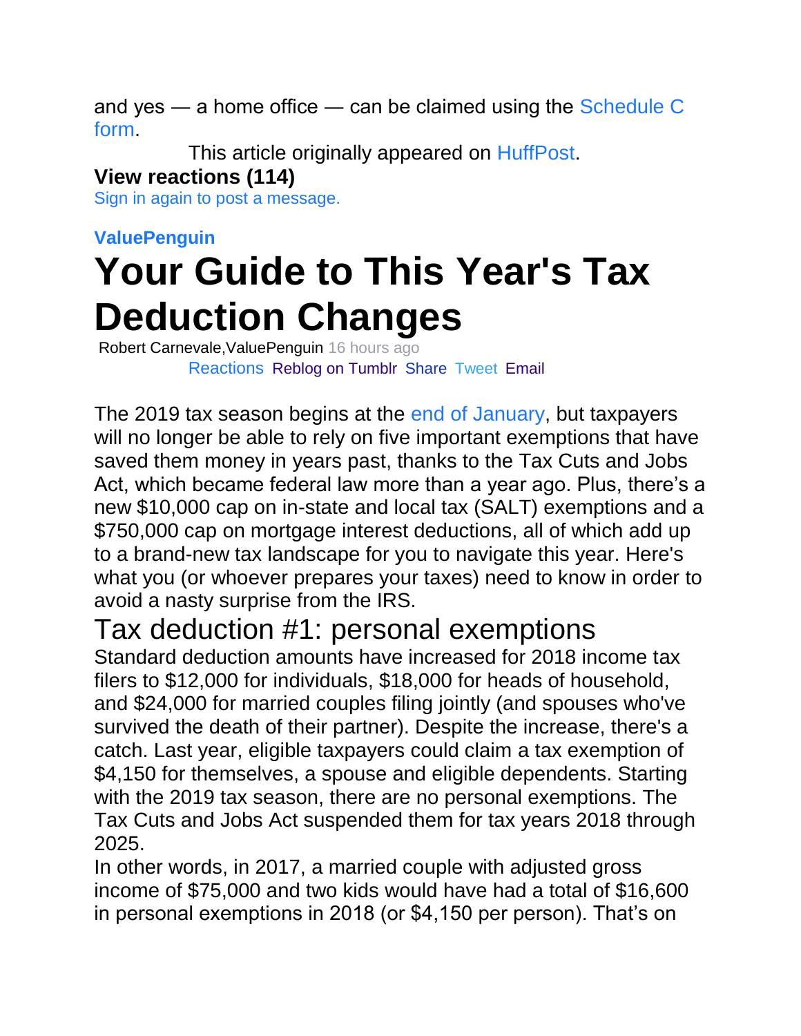and yes — a home office — can be claimed using the Schedule C form.

This article originally appeared on HuffPost.

**View reactions (114)**

Sign in again to post a message.

**ValuePenguin**

# Your Guide to This Year's Tax Deduction Changes

Robert Carnevale,ValuePenguin 16 hours ago

Reactions Reblog on Tumblr Share Tweet Email

The 2019 tax season begins at the end of January, but taxpayers will no longer be able to rely on five important exemptions that have saved them money in years past, thanks to the Tax Cuts and Jobs Act, which became federal law more than a year ago. Plus, there's a new $10,000 cap on in-state and local tax (SALT) exemptions and a $750,000 cap on mortgage interest deductions, all of which add up to a brand-new tax landscape for you to navigate this year. Here's what you (or whoever prepares your taxes) need to know in order to avoid a nasty surprise from the IRS.

## Tax deduction #1: personal exemptions

Standard deduction amounts have increased for 2018 income tax filers to $12,000 for individuals, $18,000 for heads of household, and $24,000 for married couples filing jointly (and spouses who've survived the death of their partner). Despite the increase, there's a catch. Last year, eligible taxpayers could claim a tax exemption of $4,150 for themselves, a spouse and eligible dependents. Starting with the 2019 tax season, there are no personal exemptions. The Tax Cuts and Jobs Act suspended them for tax years 2018 through 2025.

In other words, in 2017, a married couple with adjusted gross income of $75,000 and two kids would have had a total of $16,600 in personal exemptions in 2018 (or $4,150 per person). That's on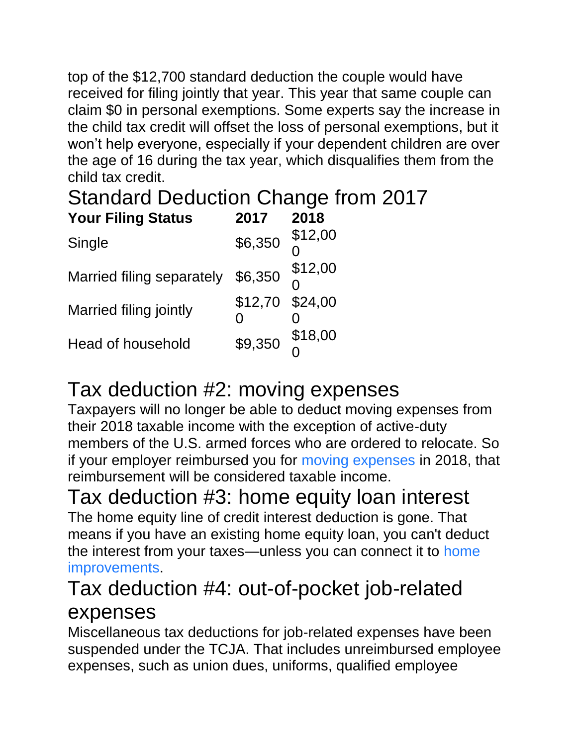top of the $12,700 standard deduction the couple would have received for filing jointly that year. This year that same couple can claim $0 in personal exemptions. Some experts say the increase in the child tax credit will offset the loss of personal exemptions, but it won't help everyone, especially if your dependent children are over the age of 16 during the tax year, which disqualifies them from the child tax credit.

## Standard Deduction Change from 2017

| Your Filing Status | 2017 | 2018 |
|---|---|---|
| Single | $6,350 | $12,000 |
| Married filing separately | $6,350 | $12,000 |
| Married filing jointly | $12,700 | $24,000 |
| Head of household | $9,350 | $18,000 |

## Tax deduction #2: moving expenses

Taxpayers will no longer be able to deduct moving expenses from their 2018 taxable income with the exception of active-duty members of the U.S. armed forces who are ordered to relocate. So if your employer reimbursed you for moving expenses in 2018, that reimbursement will be considered taxable income.

## Tax deduction #3: home equity loan interest

The home equity line of credit interest deduction is gone. That means if you have an existing home equity loan, you can't deduct the interest from your taxes—unless you can connect it to home improvements.

## Tax deduction #4: out-of-pocket job-related expenses

Miscellaneous tax deductions for job-related expenses have been suspended under the TCJA. That includes unreimbursed employee expenses, such as union dues, uniforms, qualified employee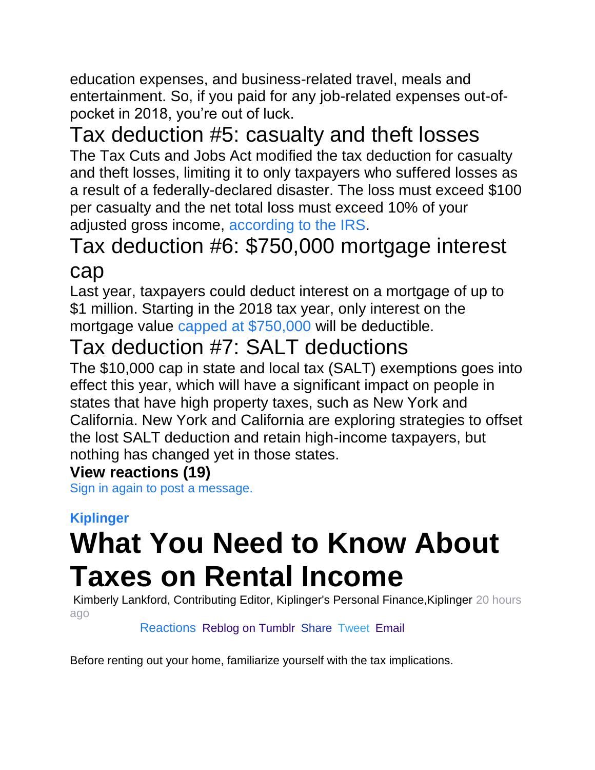education expenses, and business-related travel, meals and entertainment. So, if you paid for any job-related expenses out-of-pocket in 2018, you're out of luck.

## Tax deduction #5: casualty and theft losses

The Tax Cuts and Jobs Act modified the tax deduction for casualty and theft losses, limiting it to only taxpayers who suffered losses as a result of a federally-declared disaster. The loss must exceed $100 per casualty and the net total loss must exceed 10% of your adjusted gross income, according to the IRS.

## Tax deduction #6: $750,000 mortgage interest cap

Last year, taxpayers could deduct interest on a mortgage of up to $1 million. Starting in the 2018 tax year, only interest on the mortgage value capped at $750,000 will be deductible.

## Tax deduction #7: SALT deductions

The $10,000 cap in state and local tax (SALT) exemptions goes into effect this year, which will have a significant impact on people in states that have high property taxes, such as New York and California. New York and California are exploring strategies to offset the lost SALT deduction and retain high-income taxpayers, but nothing has changed yet in those states.

**View reactions (19)**

Sign in again to post a message.

**Kiplinger**

# What You Need to Know About Taxes on Rental Income

Kimberly Lankford, Contributing Editor, Kiplinger's Personal Finance,Kiplinger 20 hours ago

Reactions Reblog on Tumblr Share Tweet Email

Before renting out your home, familiarize yourself with the tax implications.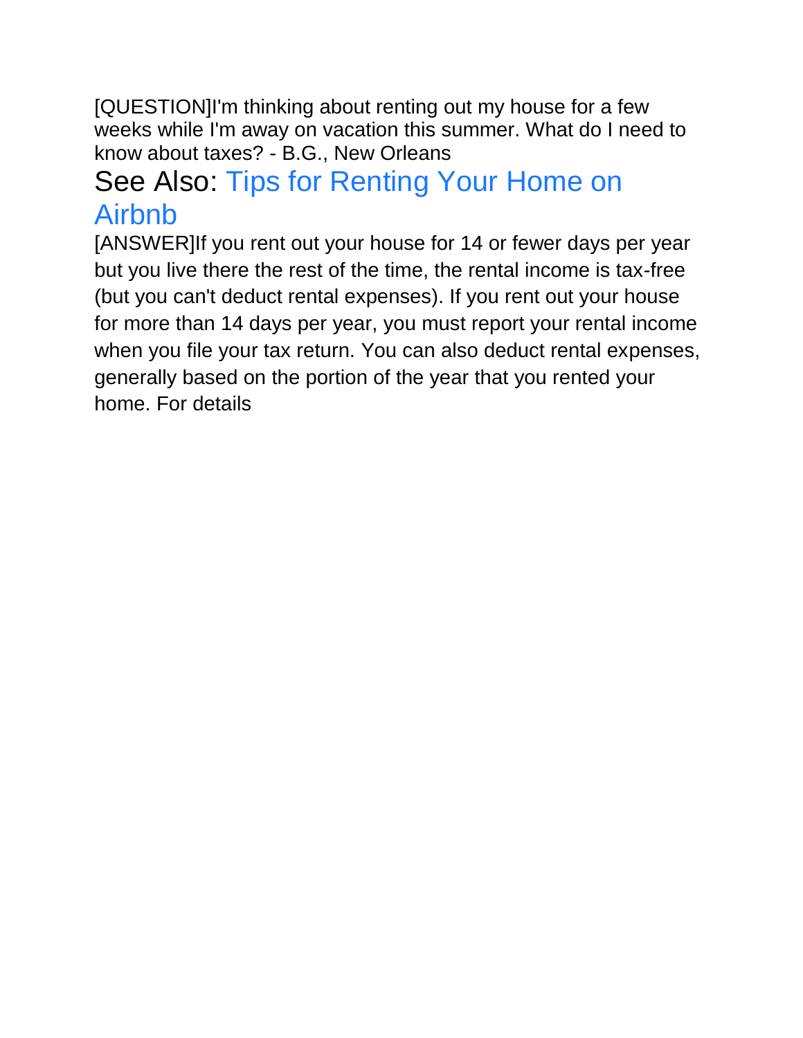[QUESTION]I'm thinking about renting out my house for a few weeks while I'm away on vacation this summer. What do I need to know about taxes? - B.G., New Orleans

## See Also: Tips for Renting Your Home on Airbnb

[ANSWER]If you rent out your house for 14 or fewer days per year but you live there the rest of the time, the rental income is tax-free (but you can't deduct rental expenses). If you rent out your house for more than 14 days per year, you must report your rental income when you file your tax return. You can also deduct rental expenses, generally based on the portion of the year that you rented your home. For details